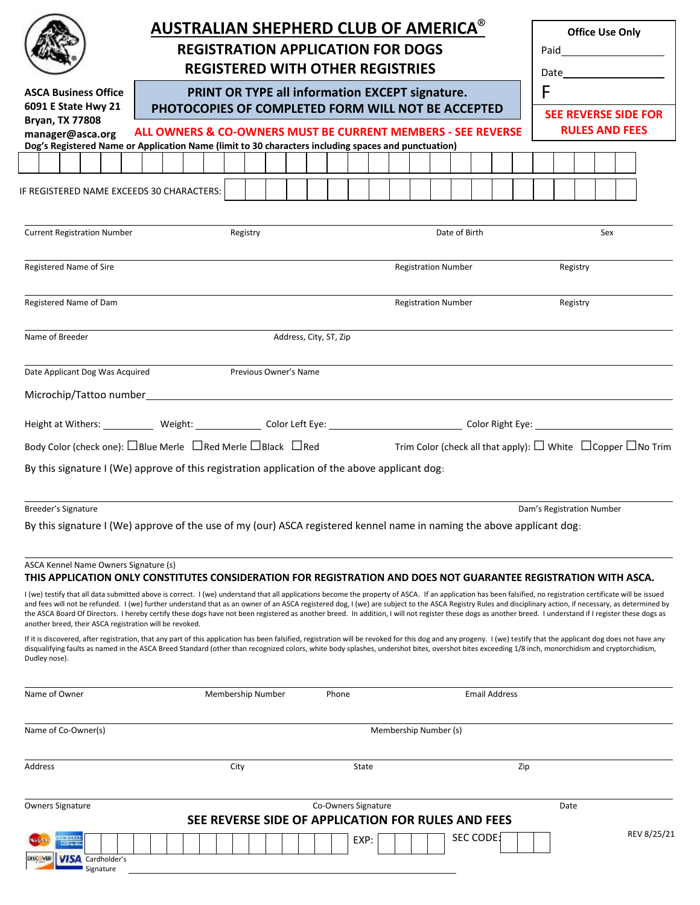# AUSTRALIAN SHEPHERD CLUB OF AMERICA®

## REGISTRATION APPLICATION FOR DOGS REGISTERED WITH OTHER REGISTRIES

**Office Use Only**

Paid\_\_\_\_\_\_\_\_\_\_\_\_\_\_\_\_\_\_

Date\_\_\_\_\_\_\_\_\_\_\_\_\_\_\_\_\_\_

F

**SEE REVERSE SIDE FOR RULES AND FEES**

**ASCA Business Office**
**6091 E State Hwy 21**
**Bryan, TX 77808**
**manager@asca.org**

**PRINT OR TYPE all information EXCEPT signature.**
**PHOTOCOPIES OF COMPLETED FORM WILL NOT BE ACCEPTED**

**ALL OWNERS & CO-OWNERS MUST BE CURRENT MEMBERS - SEE REVERSE**

**Dog's Registered Name or Application Name (limit to 30 characters including spaces and punctuation)**

| | | | | | | | | | | | | | | | | | | | | | | | | | | | | | |
|---|---|---|---|---|---|---|---|---|---|---|---|---|---|---|---|---|---|---|---|---|---|---|---|---|---|---|---|---|---|

IF REGISTERED NAME EXCEEDS 30 CHARACTERS:

| | | | | | | | | | | | | | | | | | | | |
|---|---|---|---|---|---|---|---|---|---|---|---|---|---|---|---|---|---|---|---|

Current Registration Number \_\_\_\_\_ Registry \_\_\_\_\_ Date of Birth \_\_\_\_\_ Sex \_\_\_\_\_

Registered Name of Sire \_\_\_\_\_ Registration Number \_\_\_\_\_ Registry \_\_\_\_\_

Registered Name of Dam \_\_\_\_\_ Registration Number \_\_\_\_\_ Registry \_\_\_\_\_

Name of Breeder \_\_\_\_\_ Address, City, ST, Zip \_\_\_\_\_

Date Applicant Dog Was Acquired \_\_\_\_\_ Previous Owner's Name \_\_\_\_\_

Microchip/Tattoo number\_\_\_\_\_\_\_\_\_\_\_\_\_\_\_\_\_\_\_\_\_\_\_\_\_\_\_\_\_\_\_\_

Height at Withers: \_\_\_\_\_\_\_\_ Weight: \_\_\_\_\_\_\_\_\_\_ Color Left Eye: \_\_\_\_\_\_\_\_\_\_\_\_\_\_\_\_ Color Right Eye: \_\_\_\_\_\_\_\_\_\_\_\_\_\_\_\_

Body Color (check one): ☐Blue Merle ☐Red Merle ☐Black ☐Red  Trim Color (check all that apply): ☐ White ☐Copper ☐No Trim

By this signature I (We) approve of this registration application of the above applicant dog:

Breeder's Signature \_\_\_\_\_ Dam's Registration Number \_\_\_\_\_

By this signature I (We) approve of the use of my (our) ASCA registered kennel name in naming the above applicant dog:

ASCA Kennel Name Owners Signature (s) \_\_\_\_\_

**THIS APPLICATION ONLY CONSTITUTES CONSIDERATION FOR REGISTRATION AND DOES NOT GUARANTEE REGISTRATION WITH ASCA.**

I (we) testify that all data submitted above is correct. I (we) understand that all applications become the property of ASCA. If an application has been falsified, no registration certificate will be issued and fees will not be refunded. I (we) further understand that as an owner of an ASCA registered dog, I (we) are subject to the ASCA Registry Rules and disciplinary action, if necessary, as determined by the ASCA Board Of Directors. I hereby certify these dogs have not been registered as another breed. In addition, I will not register these dogs as another breed. I understand if I register these dogs as another breed, their ASCA registration will be revoked.

If it is discovered, after registration, that any part of this application has been falsified, registration will be revoked for this dog and any progeny. I (we) testify that the applicant dog does not have any disqualifying faults as named in the ASCA Breed Standard (other than recognized colors, white body splashes, undershot bites, overshot bites exceeding 1/8 inch, monorchidism and cryptorchidism, Dudley nose).

Name of Owner \_\_\_\_\_ Membership Number \_\_\_\_\_ Phone \_\_\_\_\_ Email Address \_\_\_\_\_

Name of Co-Owner(s) \_\_\_\_\_ Membership Number (s) \_\_\_\_\_

Address \_\_\_\_\_ City \_\_\_\_\_ State \_\_\_\_\_ Zip \_\_\_\_\_

Owners Signature \_\_\_\_\_ Co-Owners Signature \_\_\_\_\_ Date \_\_\_\_\_

**SEE REVERSE SIDE OF APPLICATION FOR RULES AND FEES**

| | | | | | | | | | | | | | | | |
|---|---|---|---|---|---|---|---|---|---|---|---|---|---|---|---|

EXP: ☐☐☐☐ SEC CODE: ☐☐☐

Cardholder's Signature \_\_\_\_\_\_\_\_\_\_\_\_\_\_\_\_\_\_\_\_\_\_\_\_\_\_\_\_\_\_

REV 8/25/21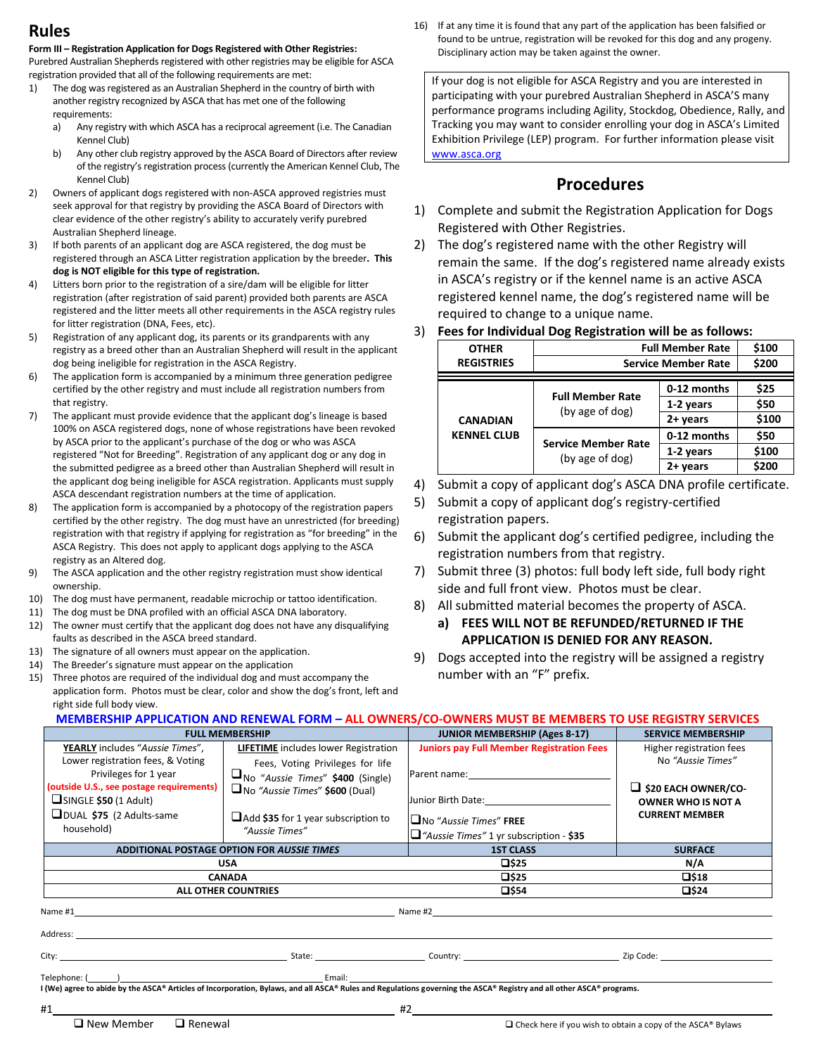# Rules

**Form III – Registration Application for Dogs Registered with Other Registries:**
Purebred Australian Shepherds registered with other registries may be eligible for ASCA registration provided that all of the following requirements are met:

1) The dog was registered as an Australian Shepherd in the country of birth with another registry recognized by ASCA that has met one of the following requirements:
   a) Any registry with which ASCA has a reciprocal agreement (i.e. The Canadian Kennel Club)
   b) Any other club registry approved by the ASCA Board of Directors after review of the registry's registration process (currently the American Kennel Club, The Kennel Club)
2) Owners of applicant dogs registered with non-ASCA approved registries must seek approval for that registry by providing the ASCA Board of Directors with clear evidence of the other registry's ability to accurately verify purebred Australian Shepherd lineage.
3) If both parents of an applicant dog are ASCA registered, the dog must be registered through an ASCA Litter registration application by the breeder**. This dog is NOT eligible for this type of registration.**
4) Litters born prior to the registration of a sire/dam will be eligible for litter registration (after registration of said parent) provided both parents are ASCA registered and the litter meets all other requirements in the ASCA registry rules for litter registration (DNA, Fees, etc).
5) Registration of any applicant dog, its parents or its grandparents with any registry as a breed other than an Australian Shepherd will result in the applicant dog being ineligible for registration in the ASCA Registry.
6) The application form is accompanied by a minimum three generation pedigree certified by the other registry and must include all registration numbers from that registry.
7) The applicant must provide evidence that the applicant dog's lineage is based 100% on ASCA registered dogs, none of whose registrations have been revoked by ASCA prior to the applicant's purchase of the dog or who was ASCA registered "Not for Breeding". Registration of any applicant dog or any dog in the submitted pedigree as a breed other than Australian Shepherd will result in the applicant dog being ineligible for ASCA registration. Applicants must supply ASCA descendant registration numbers at the time of application.
8) The application form is accompanied by a photocopy of the registration papers certified by the other registry. The dog must have an unrestricted (for breeding) registration with that registry if applying for registration as "for breeding" in the ASCA Registry. This does not apply to applicant dogs applying to the ASCA registry as an Altered dog.
9) The ASCA application and the other registry registration must show identical ownership.
10) The dog must have permanent, readable microchip or tattoo identification.
11) The dog must be DNA profiled with an official ASCA DNA laboratory.
12) The owner must certify that the applicant dog does not have any disqualifying faults as described in the ASCA breed standard.
13) The signature of all owners must appear on the application.
14) The Breeder's signature must appear on the application
15) Three photos are required of the individual dog and must accompany the application form. Photos must be clear, color and show the dog's front, left and right side full body view.
16) If at any time it is found that any part of the application has been falsified or found to be untrue, registration will be revoked for this dog and any progeny. Disciplinary action may be taken against the owner.

If your dog is not eligible for ASCA Registry and you are interested in participating with your purebred Australian Shepherd in ASCA'S many performance programs including Agility, Stockdog, Obedience, Rally, and Tracking you may want to consider enrolling your dog in ASCA's Limited Exhibition Privilege (LEP) program. For further information please visit www.asca.org

# Procedures

1) Complete and submit the Registration Application for Dogs Registered with Other Registries.
2) The dog's registered name with the other Registry will remain the same. If the dog's registered name already exists in ASCA's registry or if the kennel name is an active ASCA registered kennel name, the dog's registered name will be required to change to a unique name.
3) **Fees for Individual Dog Registration will be as follows:**

| | | | |
|---|---|---|---|
| **OTHER REGISTRIES** | **Full Member Rate** | | **$100** |
| | **Service Member Rate** | | **$200** |
| **CANADIAN KENNEL CLUB** | **Full Member Rate** (by age of dog) | **0-12 months** | **$25** |
| | | **1-2 years** | **$50** |
| | | **2+ years** | **$100** |
| | **Service Member Rate** (by age of dog) | **0-12 months** | **$50** |
| | | **1-2 years** | **$100** |
| | | **2+ years** | **$200** |

4) Submit a copy of applicant dog's ASCA DNA profile certificate.
5) Submit a copy of applicant dog's registry-certified registration papers.
6) Submit the applicant dog's certified pedigree, including the registration numbers from that registry.
7) Submit three (3) photos: full body left side, full body right side and full front view. Photos must be clear.
8) All submitted material becomes the property of ASCA.
   a) **FEES WILL NOT BE REFUNDED/RETURNED IF THE APPLICATION IS DENIED FOR ANY REASON.**
9) Dogs accepted into the registry will be assigned a registry number with an "F" prefix.

## MEMBERSHIP APPLICATION AND RENEWAL FORM – ALL OWNERS/CO-OWNERS MUST BE MEMBERS TO USE REGISTRY SERVICES

| FULL MEMBERSHIP | | JUNIOR MEMBERSHIP (Ages 8-17) | SERVICE MEMBERSHIP |
|---|---|---|---|
| **YEARLY** includes "*Aussie Times*", Lower registration fees, & Voting Privileges for 1 year<br>**(outside U.S., see postage requirements)**<br>❑SINGLE **$50** (1 Adult)<br>❑DUAL **$75** (2 Adults-same household) | **LIFETIME** includes lower Registration Fees, Voting Privileges for life<br>❑No "*Aussie Times*" **$400** (Single)<br>❑No "*Aussie Times*" **$600** (Dual)<br>❑Add **$35** for 1 year subscription to "*Aussie Times*" | **Juniors pay Full Member Registration Fees**<br>Parent name:____________<br>Junior Birth Date:____________<br>❑No "*Aussie Times*" **FREE**<br>❑"*Aussie Times*" 1 yr subscription - **$35** | Higher registration fees<br>No "*Aussie Times*"<br>❑ **$20 EACH OWNER/CO-OWNER WHO IS NOT A CURRENT MEMBER** |

| ADDITIONAL POSTAGE OPTION FOR *AUSSIE TIMES* | 1ST CLASS | SURFACE |
|---|---|---|
| USA | ❑$25 | N/A |
| CANADA | ❑$25 | ❑$18 |
| ALL OTHER COUNTRIES | ❑$54 | ❑$24 |

Name #1________________________ Name #2________________________

Address: ________________________

City: ____________ State: ____________ Country: ____________ Zip Code: ____________

Telephone: (_____)____________ Email: ____________

**I (We) agree to abide by the ASCA® Articles of Incorporation, Bylaws, and all ASCA® Rules and Regulations governing the ASCA® Registry and all other ASCA® programs.**

#1________________________ #2________________________

❑ New Member ❑ Renewal

❑ Check here if you wish to obtain a copy of the ASCA® Bylaws